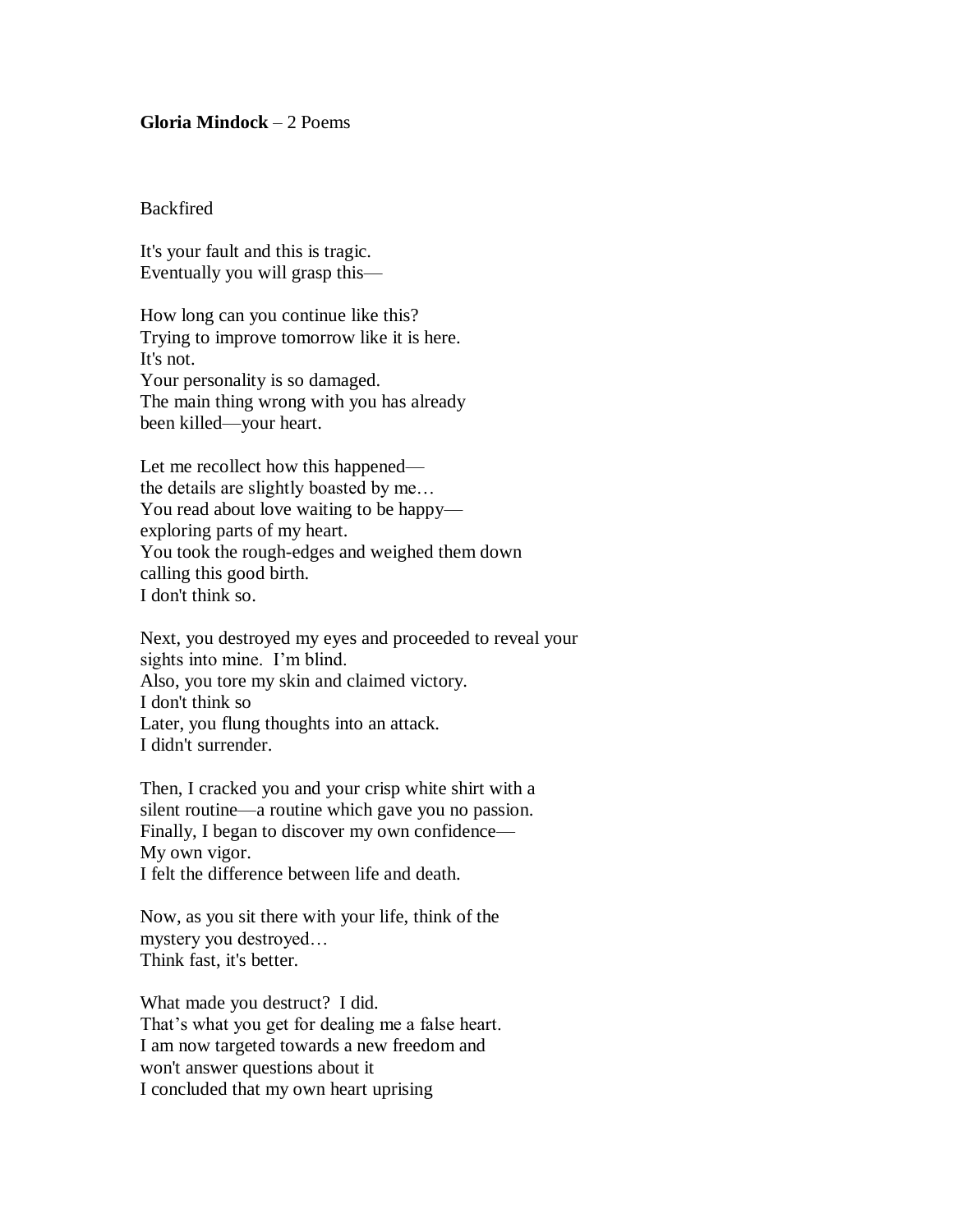**Gloria Mindock** – 2 Poems

Backfired

It's your fault and this is tragic.  
Eventually you will grasp this—

How long can you continue like this?  
Trying to improve tomorrow like it is here.  
It's not.  
Your personality is so damaged.  
The main thing wrong with you has already  
been killed—your heart.

Let me recollect how this happened—  
the details are slightly boasted by me…  
You read about love waiting to be happy—  
exploring parts of my heart.  
You took the rough-edges and weighed them down  
calling this good birth.  
I don't think so.

Next, you destroyed my eyes and proceeded to reveal your  
sights into mine. I'm blind.  
Also, you tore my skin and claimed victory.  
I don't think so  
Later, you flung thoughts into an attack.  
I didn't surrender.

Then, I cracked you and your crisp white shirt with a  
silent routine—a routine which gave you no passion.  
Finally, I began to discover my own confidence—  
My own vigor.  
I felt the difference between life and death.

Now, as you sit there with your life, think of the  
mystery you destroyed…  
Think fast, it's better.

What made you destruct? I did.  
That's what you get for dealing me a false heart.  
I am now targeted towards a new freedom and  
won't answer questions about it  
I concluded that my own heart uprising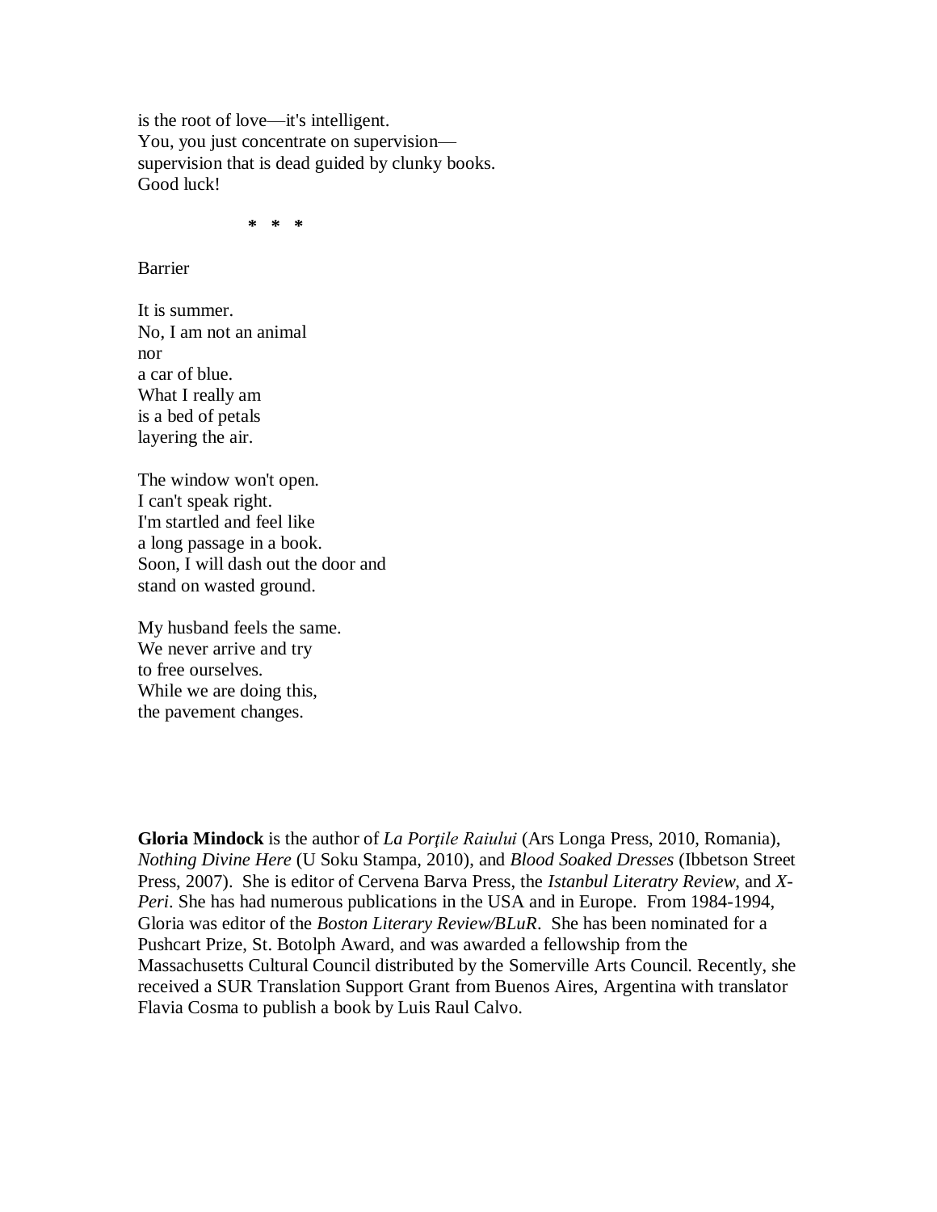is the root of love—it's intelligent.  
You, you just concentrate on supervision—  
supervision that is dead guided by clunky books.  
Good luck!

\* \* \*

Barrier

It is summer.  
No, I am not an animal  
nor  
a car of blue.  
What I really am  
is a bed of petals  
layering the air.

The window won't open.  
I can't speak right.  
I'm startled and feel like  
a long passage in a book.  
Soon, I will dash out the door and  
stand on wasted ground.

My husband feels the same.  
We never arrive and try  
to free ourselves.  
While we are doing this,  
the pavement changes.

**Gloria Mindock** is the author of *La Porţile Raiului* (Ars Longa Press, 2010, Romania), *Nothing Divine Here* (U Soku Stampa, 2010), and *Blood Soaked Dresses* (Ibbetson Street Press, 2007). She is editor of Cervena Barva Press, the *Istanbul Literatry Review*, and *X-Peri*. She has had numerous publications in the USA and in Europe. From 1984-1994, Gloria was editor of the *Boston Literary Review/BLuR*. She has been nominated for a Pushcart Prize, St. Botolph Award, and was awarded a fellowship from the Massachusetts Cultural Council distributed by the Somerville Arts Council. Recently, she received a SUR Translation Support Grant from Buenos Aires, Argentina with translator Flavia Cosma to publish a book by Luis Raul Calvo.